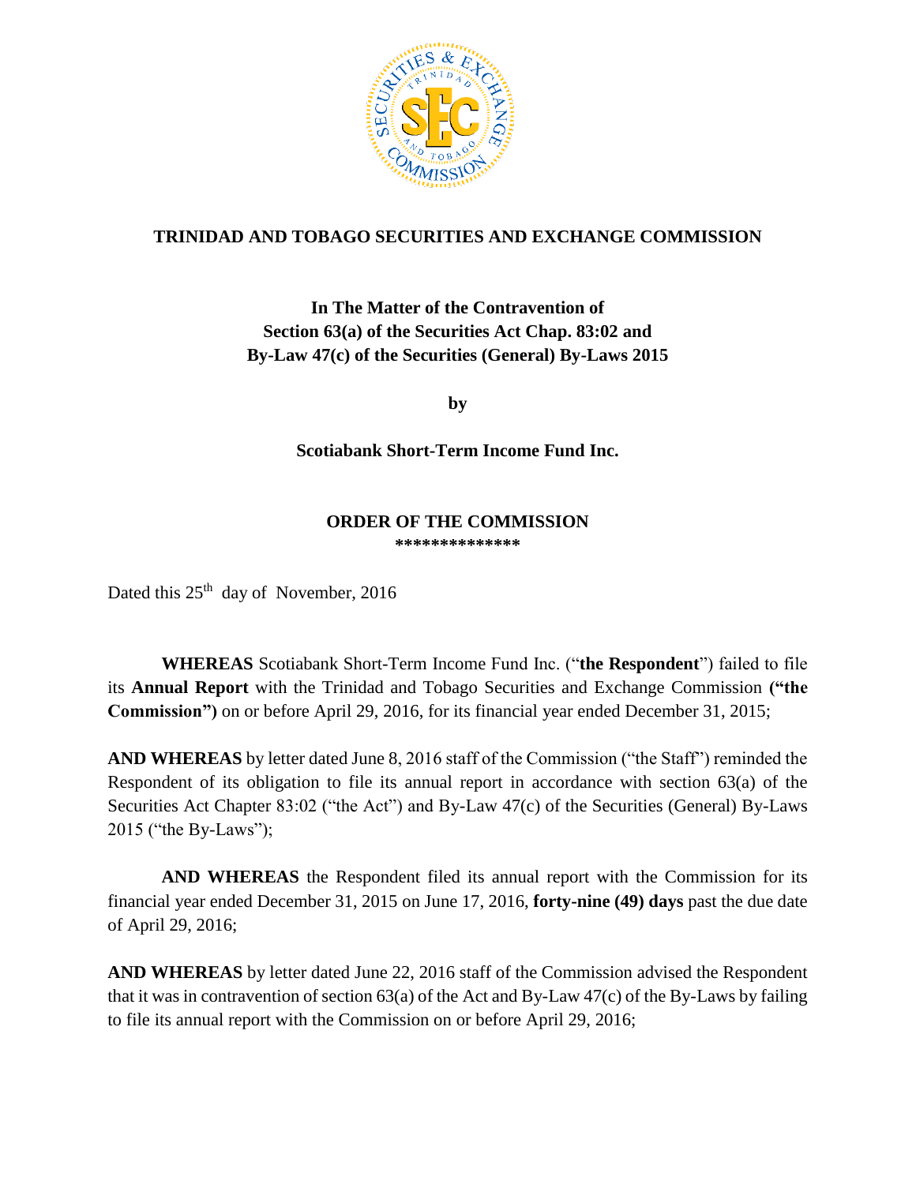# TRINIDAD AND TOBAGO SECURITIES AND EXCHANGE COMMISSION

## In The Matter of the Contravention of Section 63(a) of the Securities Act Chap. 83:02 and By-Law 47(c) of the Securities (General) By-Laws 2015

**by**

**Scotiabank Short-Term Income Fund Inc.**

## ORDER OF THE COMMISSION

**************

Dated this 25th day of November, 2016

**WHEREAS** Scotiabank Short-Term Income Fund Inc. ("**the Respondent**") failed to file its **Annual Report** with the Trinidad and Tobago Securities and Exchange Commission **("the Commission")** on or before April 29, 2016, for its financial year ended December 31, 2015;

**AND WHEREAS** by letter dated June 8, 2016 staff of the Commission ("the Staff") reminded the Respondent of its obligation to file its annual report in accordance with section 63(a) of the Securities Act Chapter 83:02 ("the Act") and By-Law 47(c) of the Securities (General) By-Laws 2015 ("the By-Laws");

**AND WHEREAS** the Respondent filed its annual report with the Commission for its financial year ended December 31, 2015 on June 17, 2016, **forty-nine (49) days** past the due date of April 29, 2016;

**AND WHEREAS** by letter dated June 22, 2016 staff of the Commission advised the Respondent that it was in contravention of section 63(a) of the Act and By-Law 47(c) of the By-Laws by failing to file its annual report with the Commission on or before April 29, 2016;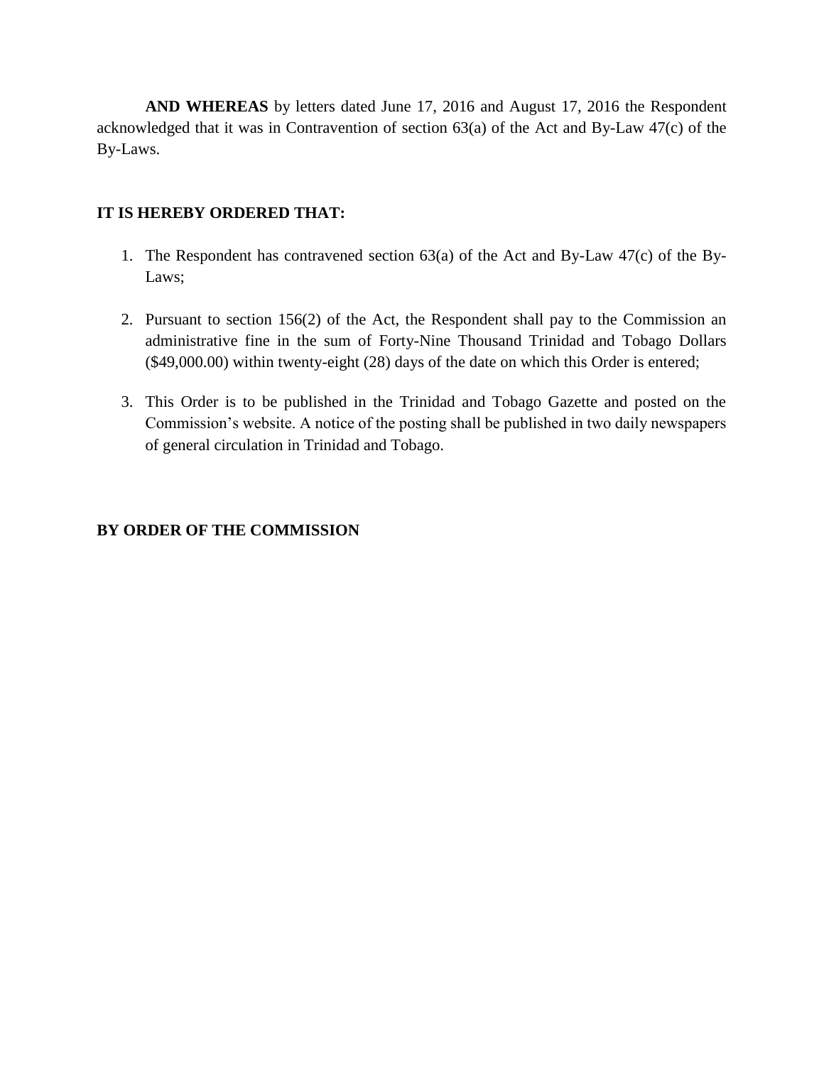**AND WHEREAS** by letters dated June 17, 2016 and August 17, 2016 the Respondent acknowledged that it was in Contravention of section 63(a) of the Act and By-Law 47(c) of the By-Laws.

**IT IS HEREBY ORDERED THAT:**

1. The Respondent has contravened section 63(a) of the Act and By-Law 47(c) of the By-Laws;

2. Pursuant to section 156(2) of the Act, the Respondent shall pay to the Commission an administrative fine in the sum of Forty-Nine Thousand Trinidad and Tobago Dollars ($49,000.00) within twenty-eight (28) days of the date on which this Order is entered;

3. This Order is to be published in the Trinidad and Tobago Gazette and posted on the Commission's website. A notice of the posting shall be published in two daily newspapers of general circulation in Trinidad and Tobago.

**BY ORDER OF THE COMMISSION**